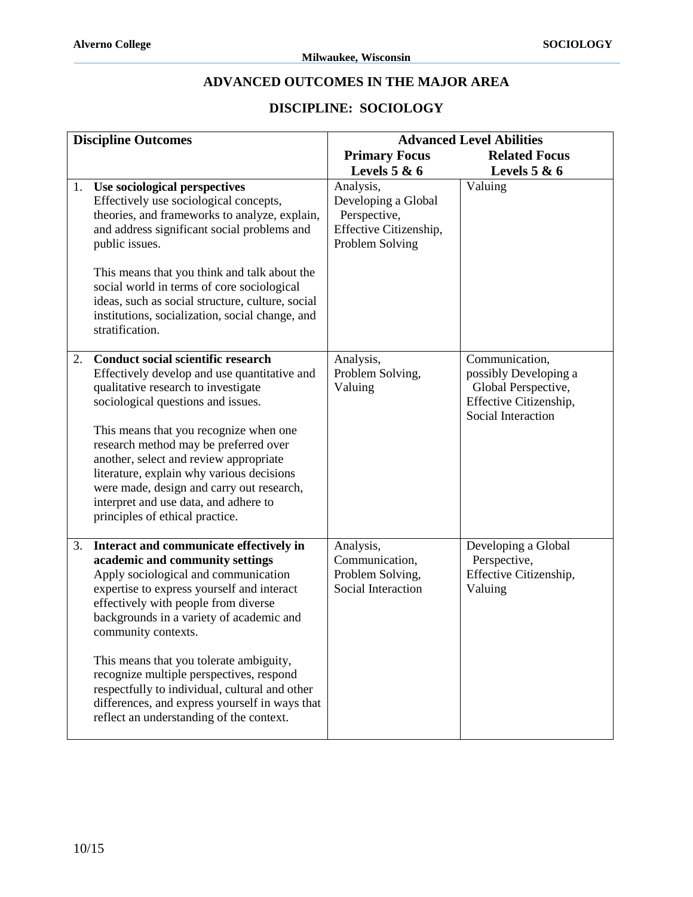# ADVANCED OUTCOMES IN THE MAJOR AREA

## DISCIPLINE: SOCIOLOGY

| Discipline Outcomes | Advanced Level Abilities | |
|---|---|---|
| | **Primary Focus Levels 5 & 6** | **Related Focus Levels 5 & 6** |
| 1. **Use sociological perspectives** Effectively use sociological concepts, theories, and frameworks to analyze, explain, and address significant social problems and public issues.<br><br>This means that you think and talk about the social world in terms of core sociological ideas, such as social structure, culture, social institutions, socialization, social change, and stratification. | Analysis, Developing a Global Perspective, Effective Citizenship, Problem Solving | Valuing |
| 2. **Conduct social scientific research** Effectively develop and use quantitative and qualitative research to investigate sociological questions and issues.<br><br>This means that you recognize when one research method may be preferred over another, select and review appropriate literature, explain why various decisions were made, design and carry out research, interpret and use data, and adhere to principles of ethical practice. | Analysis, Problem Solving, Valuing | Communication, possibly Developing a Global Perspective, Effective Citizenship, Social Interaction |
| 3. **Interact and communicate effectively in academic and community settings** Apply sociological and communication expertise to express yourself and interact effectively with people from diverse backgrounds in a variety of academic and community contexts.<br><br>This means that you tolerate ambiguity, recognize multiple perspectives, respond respectfully to individual, cultural and other differences, and express yourself in ways that reflect an understanding of the context. | Analysis, Communication, Problem Solving, Social Interaction | Developing a Global Perspective, Effective Citizenship, Valuing |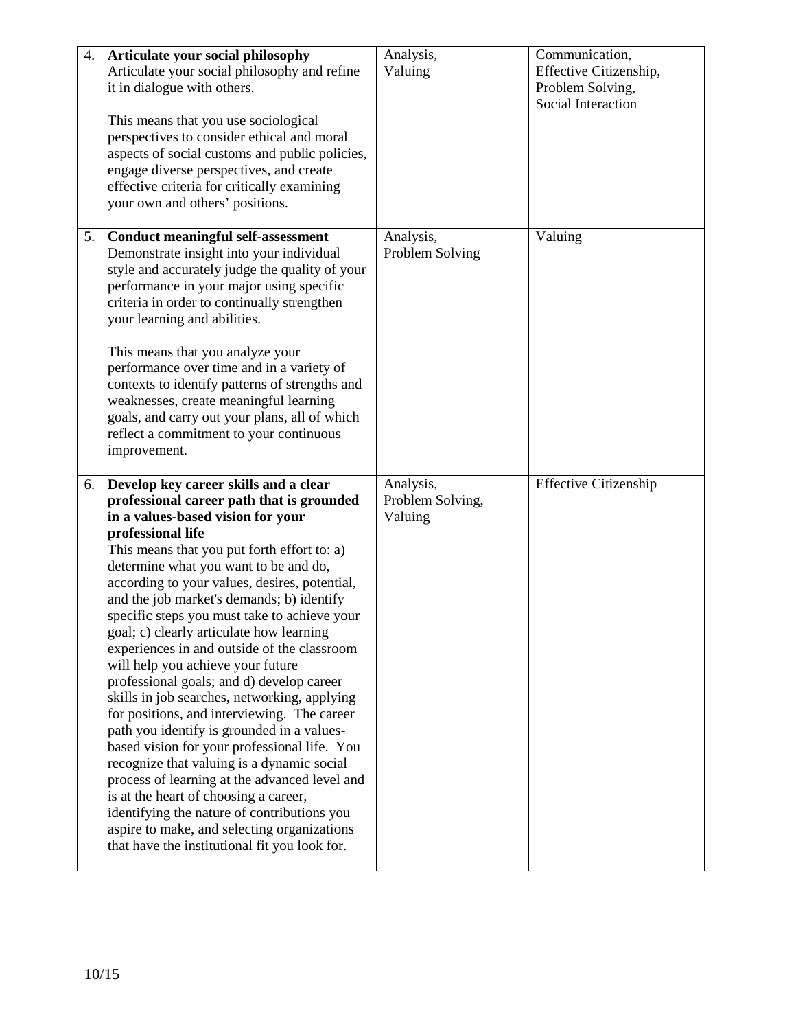| | | |
|---|---|---|
| 4. **Articulate your social philosophy** Articulate your social philosophy and refine it in dialogue with others.<br><br>This means that you use sociological perspectives to consider ethical and moral aspects of social customs and public policies, engage diverse perspectives, and create effective criteria for critically examining your own and others' positions. | Analysis, Valuing | Communication, Effective Citizenship, Problem Solving, Social Interaction |
| 5. **Conduct meaningful self-assessment** Demonstrate insight into your individual style and accurately judge the quality of your performance in your major using specific criteria in order to continually strengthen your learning and abilities.<br><br>This means that you analyze your performance over time and in a variety of contexts to identify patterns of strengths and weaknesses, create meaningful learning goals, and carry out your plans, all of which reflect a commitment to your continuous improvement. | Analysis, Problem Solving | Valuing |
| 6. **Develop key career skills and a clear professional career path that is grounded in a values-based vision for your professional life** This means that you put forth effort to: a) determine what you want to be and do, according to your values, desires, potential, and the job market's demands; b) identify specific steps you must take to achieve your goal; c) clearly articulate how learning experiences in and outside of the classroom will help you achieve your future professional goals; and d) develop career skills in job searches, networking, applying for positions, and interviewing. The career path you identify is grounded in a values-based vision for your professional life. You recognize that valuing is a dynamic social process of learning at the advanced level and is at the heart of choosing a career, identifying the nature of contributions you aspire to make, and selecting organizations that have the institutional fit you look for. | Analysis, Problem Solving, Valuing | Effective Citizenship |

10/15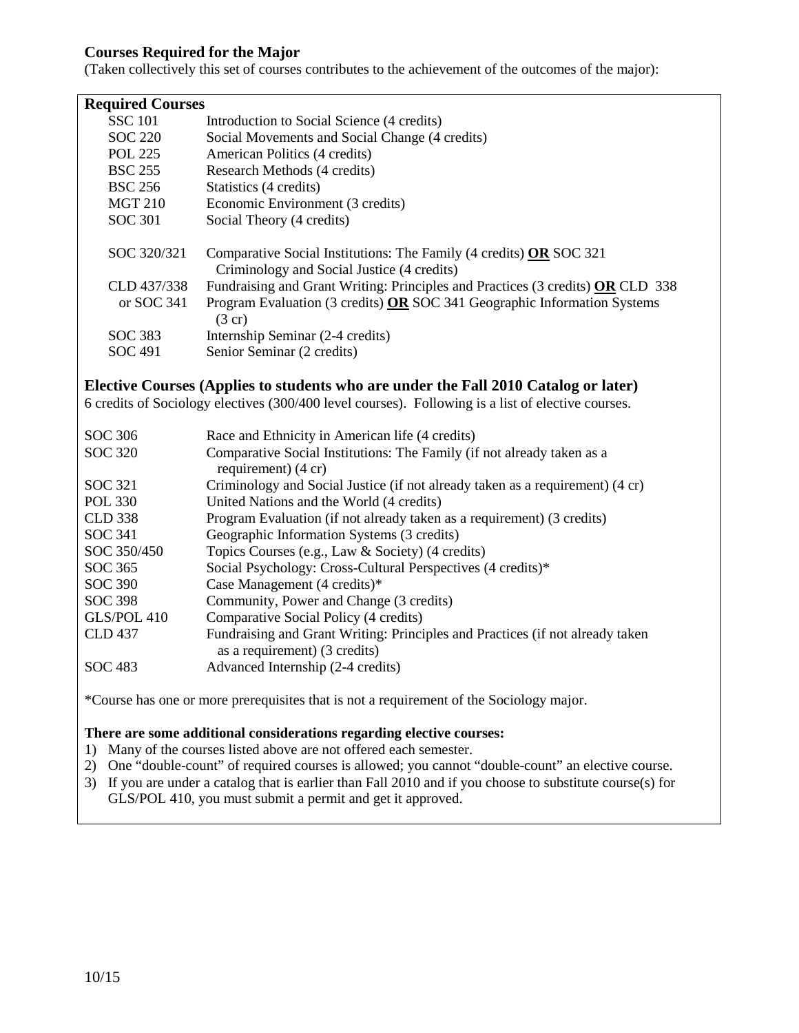## Courses Required for the Major

(Taken collectively this set of courses contributes to the achievement of the outcomes of the major):

### Required Courses

| | |
|---|---|
| SSC 101 | Introduction to Social Science (4 credits) |
| SOC 220 | Social Movements and Social Change (4 credits) |
| POL 225 | American Politics (4 credits) |
| BSC 255 | Research Methods (4 credits) |
| BSC 256 | Statistics (4 credits) |
| MGT 210 | Economic Environment (3 credits) |
| SOC 301 | Social Theory (4 credits) |
| SOC 320/321 | Comparative Social Institutions: The Family (4 credits) **OR** SOC 321 Criminology and Social Justice (4 credits) |
| CLD 437/338 or SOC 341 | Fundraising and Grant Writing: Principles and Practices (3 credits) **OR** CLD 338 Program Evaluation (3 credits) **OR** SOC 341 Geographic Information Systems (3 cr) |
| SOC 383 | Internship Seminar (2-4 credits) |
| SOC 491 | Senior Seminar (2 credits) |

### Elective Courses (Applies to students who are under the Fall 2010 Catalog or later)

6 credits of Sociology electives (300/400 level courses). Following is a list of elective courses.

| | |
|---|---|
| SOC 306 | Race and Ethnicity in American life (4 credits) |
| SOC 320 | Comparative Social Institutions: The Family (if not already taken as a requirement) (4 cr) |
| SOC 321 | Criminology and Social Justice (if not already taken as a requirement) (4 cr) |
| POL 330 | United Nations and the World (4 credits) |
| CLD 338 | Program Evaluation (if not already taken as a requirement) (3 credits) |
| SOC 341 | Geographic Information Systems (3 credits) |
| SOC 350/450 | Topics Courses (e.g., Law & Society) (4 credits) |
| SOC 365 | Social Psychology: Cross-Cultural Perspectives (4 credits)* |
| SOC 390 | Case Management (4 credits)* |
| SOC 398 | Community, Power and Change (3 credits) |
| GLS/POL 410 | Comparative Social Policy (4 credits) |
| CLD 437 | Fundraising and Grant Writing: Principles and Practices (if not already taken as a requirement) (3 credits) |
| SOC 483 | Advanced Internship (2-4 credits) |

*Course has one or more prerequisites that is not a requirement of the Sociology major.

**There are some additional considerations regarding elective courses:**

1) Many of the courses listed above are not offered each semester.
2) One "double-count" of required courses is allowed; you cannot "double-count" an elective course.
3) If you are under a catalog that is earlier than Fall 2010 and if you choose to substitute course(s) for GLS/POL 410, you must submit a permit and get it approved.

10/15